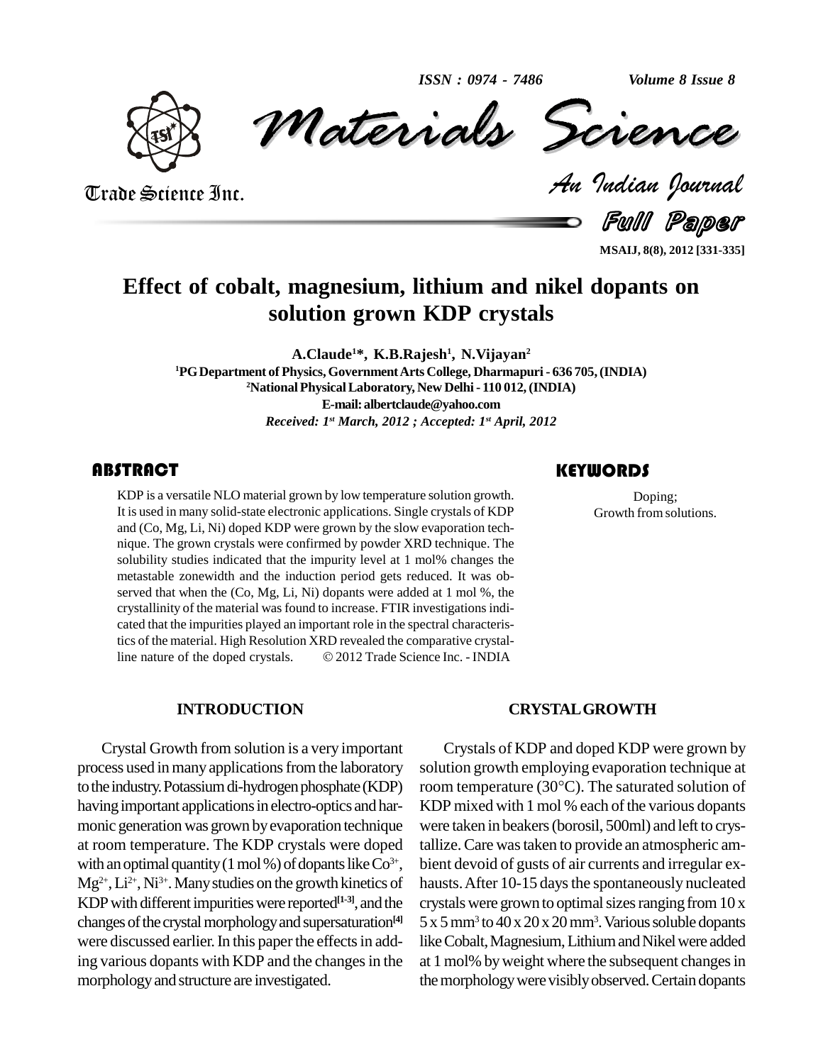# Effect of cobalt, magnesium, lithium and nikel dopants on solution grown KDP crystals

**A.Claude[1]*, K.B.Rajesh[1], N.Vijayan[2]**

[1]PG Department of Physics, Government Arts College, Dharmapuri - 636 705, (INDIA)
[2]National Physical Laboratory, New Delhi - 110 012, (INDIA)
E-mail: albertclaude@yahoo.com
*Received: 1st March, 2012 ; Accepted: 1st April, 2012*

## ABSTRACT

KDP is a versatile NLO material grown by low temperature solution growth. It is used in many solid-state electronic applications. Single crystals of KDP and (Co, Mg, Li, Ni) doped KDP were grown by the slow evaporation technique. The grown crystals were confirmed by powder XRD technique. The solubility studies indicated that the impurity level at 1 mol% changes the metastable zonewidth and the induction period gets reduced. It was observed that when the (Co, Mg, Li, Ni) dopants were added at 1 mol %, the crystallinity of the material was found to increase. FTIR investigations indicated that the impurities played an important role in the spectral characteristics of the material. High Resolution XRD revealed the comparative crystalline nature of the doped crystals. © 2012 Trade Science Inc. - INDIA

## KEYWORDS

Doping;
Growth from solutions.

## INTRODUCTION

Crystal Growth from solution is a very important process used in many applications from the laboratory to the industry. Potassium di-hydrogen phosphate (KDP) having important applications in electro-optics and harmonic generation was grown by evaporation technique at room temperature. The KDP crystals were doped with an optimal quantity (1 mol %) of dopants like $Co^{3+}$, $Mg^{2+}$, $Li^{2+}$, $Ni^{3+}$. Many studies on the growth kinetics of KDP with different impurities were reported[1-3], and the changes of the crystal morphology and supersaturation[4] were discussed earlier. In this paper the effects in adding various dopants with KDP and the changes in the morphology and structure are investigated.

## CRYSTAL GROWTH

Crystals of KDP and doped KDP were grown by solution growth employing evaporation technique at room temperature (30°C). The saturated solution of KDP mixed with 1 mol % each of the various dopants were taken in beakers (borosil, 500ml) and left to crystallize. Care was taken to provide an atmospheric ambient devoid of gusts of air currents and irregular exhausts. After 10-15 days the spontaneously nucleated crystals were grown to optimal sizes ranging from 10 x 5 x 5 $mm^3$ to 40 x 20 x 20 $mm^3$. Various soluble dopants like Cobalt, Magnesium, Lithium and Nikel were added at 1 mol% by weight where the subsequent changes in the morphology were visibly observed. Certain dopants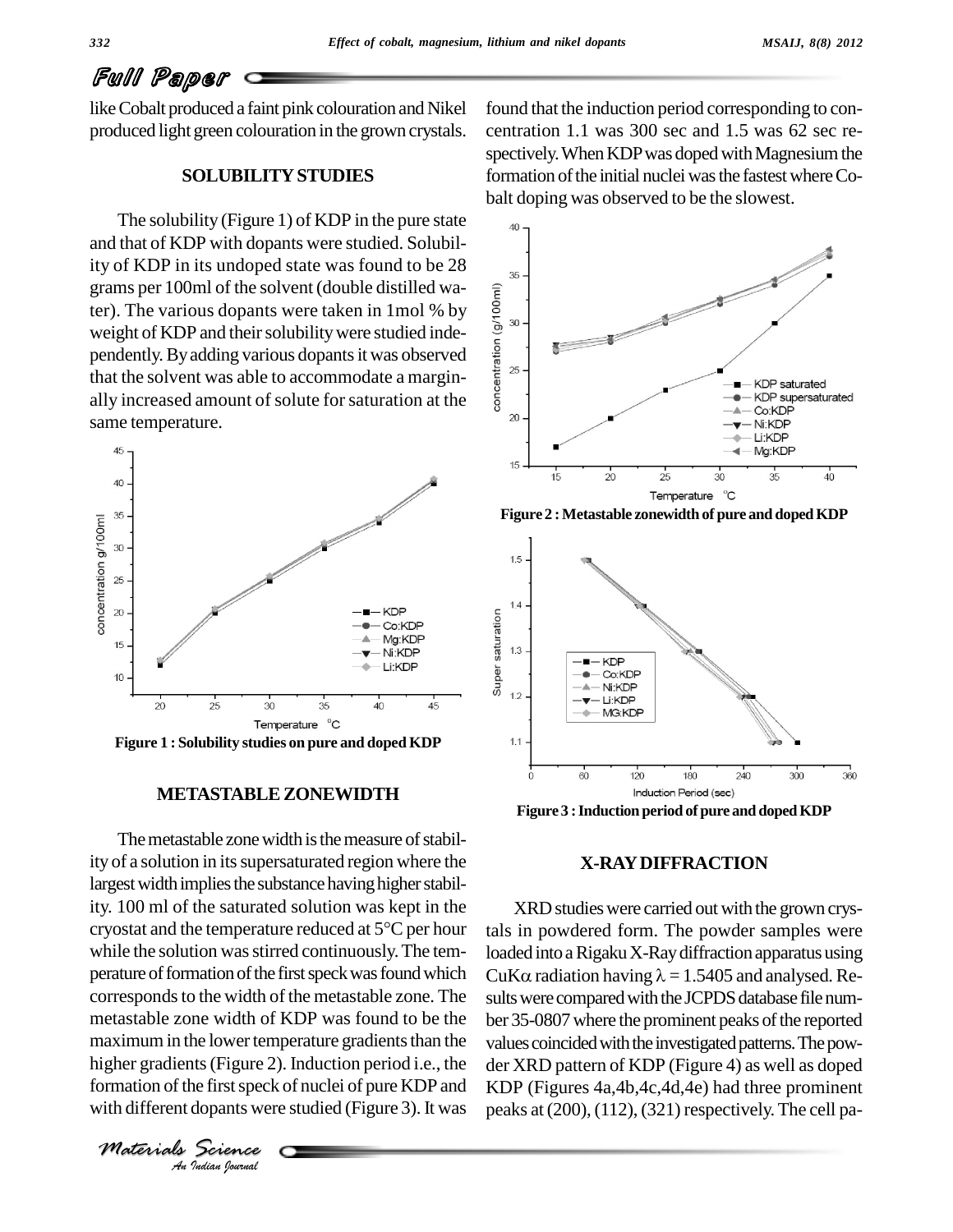like Cobalt produced a faint pink colouration and Nikel produced light green colouration in the grown crystals.

## SOLUBILITY STUDIES

The solubility (Figure 1) of KDP in the pure state and that of KDP with dopants were studied. Solubility of KDP in its undoped state was found to be 28 grams per 100ml of the solvent (double distilled water). The various dopants were taken in 1mol % by weight of KDP and their solubility were studied independently. By adding various dopants it was observed that the solvent was able to accommodate a marginally increased amount of solute for saturation at the same temperature.

Figure 1 : Solubility studies on pure and doped KDP

## METASTABLE ZONEWIDTH

The metastable zone width is the measure of stability of a solution in its supersaturated region where the largest width implies the substance having higher stability. 100 ml of the saturated solution was kept in the cryostat and the temperature reduced at 5°C per hour while the solution was stirred continuously. The temperature of formation of the first speck was found which corresponds to the width of the metastable zone. The metastable zone width of KDP was found to be the maximum in the lower temperature gradients than the higher gradients (Figure 2). Induction period i.e., the formation of the first speck of nuclei of pure KDP and with different dopants were studied (Figure 3). It was found that the induction period corresponding to concentration 1.1 was 300 sec and 1.5 was 62 sec respectively. When KDP was doped with Magnesium the formation of the initial nuclei was the fastest where Cobalt doping was observed to be the slowest.

Figure 2 : Metastable zonewidth of pure and doped KDP

Figure 3 : Induction period of pure and doped KDP

## X-RAY DIFFRACTION

XRD studies were carried out with the grown crystals in powdered form. The powder samples were loaded into a Rigaku X-Ray diffraction apparatus using CuK$\alpha$ radiation having $\lambda = 1.5405$ and analysed. Results were compared with the JCPDS database file number 35-0807 where the prominent peaks of the reported values coincided with the investigated patterns. The powder XRD pattern of KDP (Figure 4) as well as doped KDP (Figures 4a,4b,4c,4d,4e) had three prominent peaks at (200), (112), (321) respectively. The cell pa-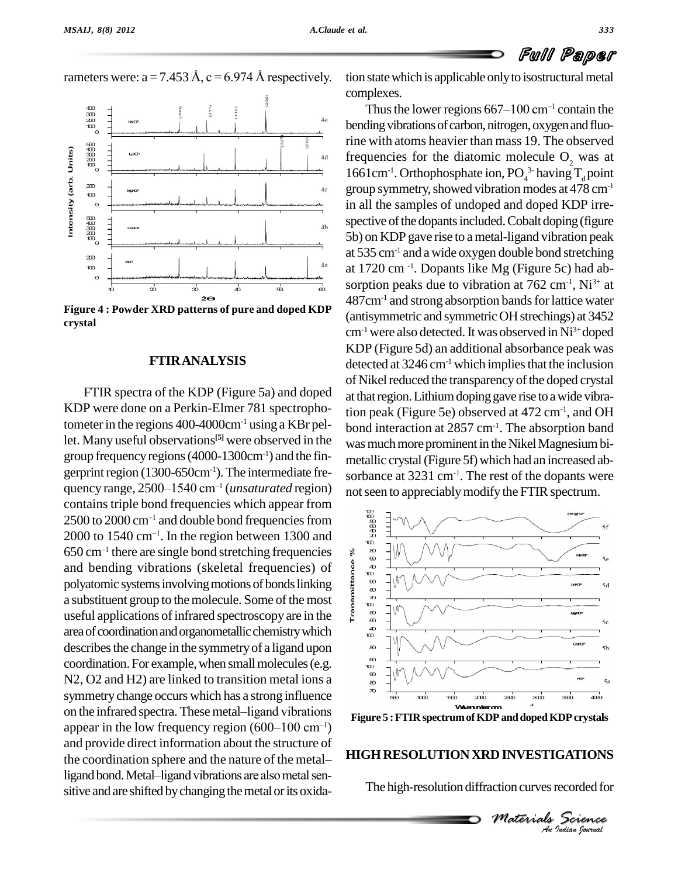rameters were: a = 7.453 Å, c = 6.974 Å respectively.

Figure 4 : Powder XRD patterns of pure and doped KDP crystal

## FTIR ANALYSIS

FTIR spectra of the KDP (Figure 5a) and doped KDP were done on a Perkin-Elmer 781 spectrophotometer in the regions 400-4000cm$^{-1}$ using a KBr pellet. Many useful observations[5] were observed in the group frequency regions (4000-1300cm$^{-1}$) and the fingerprint region (1300-650cm$^{-1}$). The intermediate frequency range, 2500–1540 cm$^{-1}$ (*unsaturated* region) contains triple bond frequencies which appear from 2500 to 2000 cm$^{-1}$ and double bond frequencies from 2000 to 1540 cm$^{-1}$. In the region between 1300 and 650 cm$^{-1}$ there are single bond stretching frequencies and bending vibrations (skeletal frequencies) of polyatomic systems involving motions of bonds linking a substituent group to the molecule. Some of the most useful applications of infrared spectroscopy are in the area of coordination and organometallic chemistry which describes the change in the symmetry of a ligand upon coordination. For example, when small molecules (e.g. N2, O2 and H2) are linked to transition metal ions a symmetry change occurs which has a strong influence on the infrared spectra. These metal–ligand vibrations appear in the low frequency region (600–100 cm$^{-1}$) and provide direct information about the structure of the coordination sphere and the nature of the metal–ligand bond. Metal–ligand vibrations are also metal sensitive and are shifted by changing the metal or its oxidation state which is applicable only to isostructural metal complexes.

Thus the lower regions 667–100 cm$^{-1}$ contain the bending vibrations of carbon, nitrogen, oxygen and fluorine with atoms heavier than mass 19. The observed frequencies for the diatomic molecule $O_2$ was at 1661cm$^{-1}$. Orthophosphate ion, $PO_4^{3-}$ having $T_d$ point group symmetry, showed vibration modes at 478 cm$^{-1}$ in all the samples of undoped and doped KDP irrespective of the dopants included. Cobalt doping (figure 5b) on KDP gave rise to a metal-ligand vibration peak at 535 cm$^{-1}$ and a wide oxygen double bond stretching at 1720 cm$^{-1}$. Dopants like Mg (Figure 5c) had absorption peaks due to vibration at 762 cm$^{-1}$, $Ni^{3+}$ at 487cm$^{-1}$ and strong absorption bands for lattice water (antisymmetric and symmetric OH strechings) at 3452 cm$^{-1}$ were also detected. It was observed in $Ni^{3+}$ doped KDP (Figure 5d) an additional absorbance peak was detected at 3246 cm$^{-1}$ which implies that the inclusion of Nikel reduced the transparency of the doped crystal at that region. Lithium doping gave rise to a wide vibration peak (Figure 5e) observed at 472 cm$^{-1}$, and OH bond interaction at 2857 cm$^{-1}$. The absorption band was much more prominent in the Nikel Magnesium bimetallic crystal (Figure 5f) which had an increased absorbance at 3231 cm$^{-1}$. The rest of the dopants were not seen to appreciably modify the FTIR spectrum.

Figure 5 : FTIR spectrum of KDP and doped KDP crystals

## HIGH RESOLUTION XRD INVESTIGATIONS

The high-resolution diffraction curves recorded for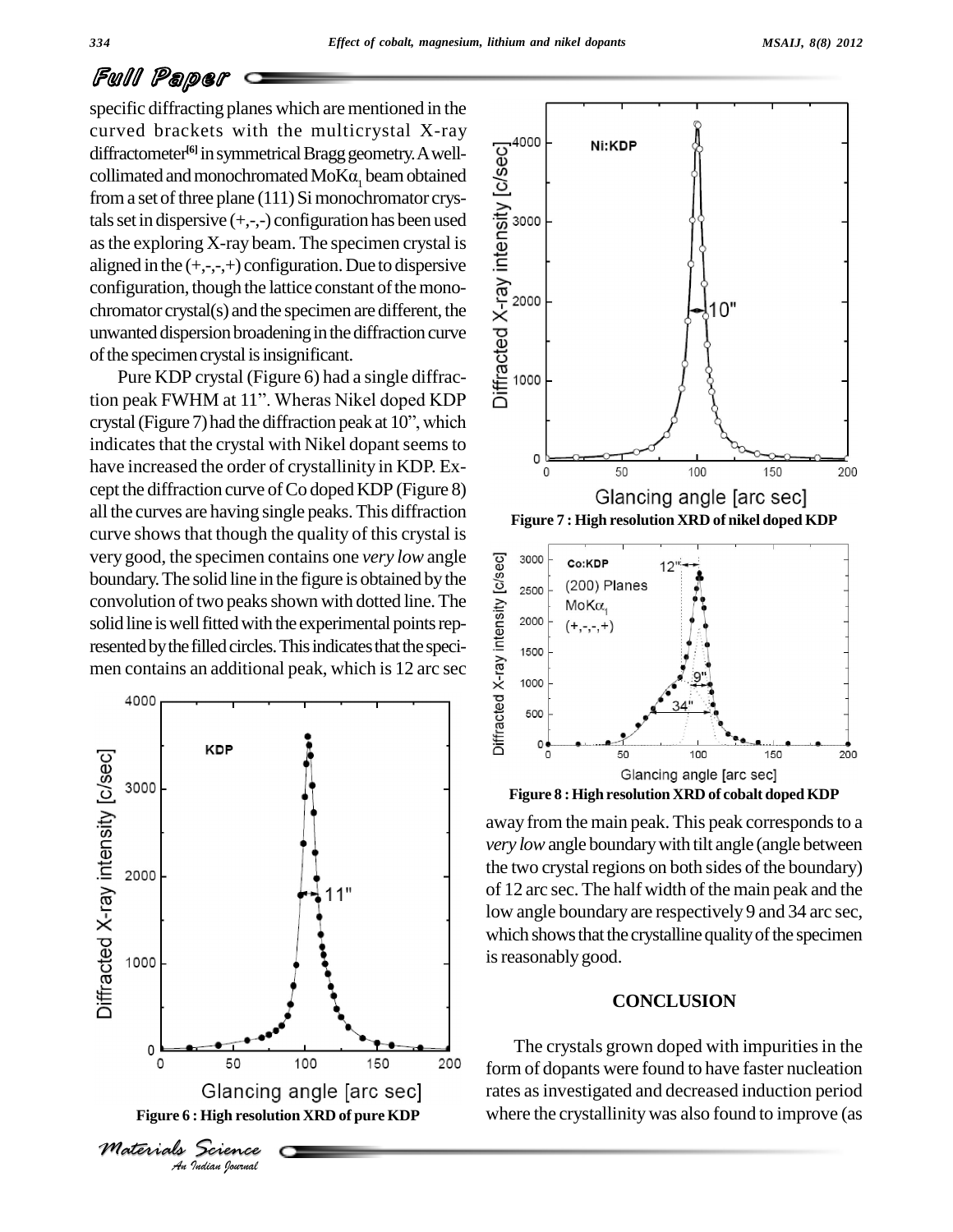specific diffracting planes which are mentioned in the curved brackets with the multicrystal X-ray diffractometer[6] in symmetrical Bragg geometry. A well-collimated and monochromated $MoK\alpha_1$ beam obtained from a set of three plane (111) Si monochromator crystals set in dispersive (+,-,-) configuration has been used as the exploring X-ray beam. The specimen crystal is aligned in the (+,-,-,+) configuration. Due to dispersive configuration, though the lattice constant of the monochromator crystal(s) and the specimen are different, the unwanted dispersion broadening in the diffraction curve of the specimen crystal is insignificant.

Pure KDP crystal (Figure 6) had a single diffraction peak FWHM at 11". Wheras Nikel doped KDP crystal (Figure 7) had the diffraction peak at 10", which indicates that the crystal with Nikel dopant seems to have increased the order of crystallinity in KDP. Except the diffraction curve of Co doped KDP (Figure 8) all the curves are having single peaks. This diffraction curve shows that though the quality of this crystal is very good, the specimen contains one *very low* angle boundary. The solid line in the figure is obtained by the convolution of two peaks shown with dotted line. The solid line is well fitted with the experimental points represented by the filled circles. This indicates that the specimen contains an additional peak, which is 12 arc sec away from the main peak. This peak corresponds to a *very low* angle boundary with tilt angle (angle between the two crystal regions on both sides of the boundary) of 12 arc sec. The half width of the main peak and the low angle boundary are respectively 9 and 34 arc sec, which shows that the crystalline quality of the specimen is reasonably good.

**Figure 6 : High resolution XRD of pure KDP**

**Figure 7 : High resolution XRD of nikel doped KDP**

**Figure 8 : High resolution XRD of cobalt doped KDP**

## CONCLUSION

The crystals grown doped with impurities in the form of dopants were found to have faster nucleation rates as investigated and decreased induction period where the crystallinity was also found to improve (as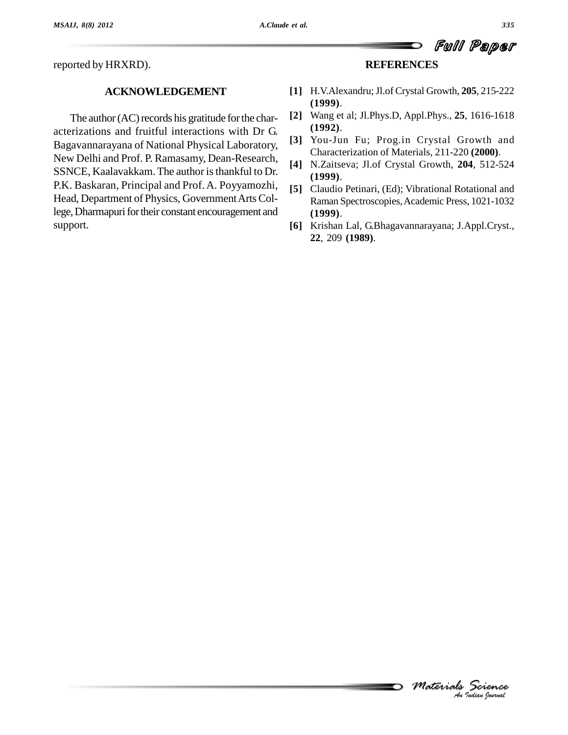reported by HRXRD).

## ACKNOWLEDGEMENT

The author (AC) records his gratitude for the characterizations and fruitful interactions with Dr G. Bagavannarayana of National Physical Laboratory, New Delhi and Prof. P. Ramasamy, Dean-Research, SSNCE, Kaalavakkam. The author is thankful to Dr. P.K. Baskaran, Principal and Prof. A. Poyyamozhi, Head, Department of Physics, Government Arts College, Dharmapuri for their constant encouragement and support.

## REFERENCES

**[1]** H.V.Alexandru; Jl.of Crystal Growth, **205**, 215-222 **(1999)**.

**[2]** Wang et al; Jl.Phys.D, Appl.Phys., **25**, 1616-1618 **(1992)**.

**[3]** You-Jun Fu; Prog.in Crystal Growth and Characterization of Materials, 211-220 **(2000)**.

**[4]** N.Zaitseva; Jl.of Crystal Growth, **204**, 512-524 **(1999)**.

**[5]** Claudio Petinari, (Ed); Vibrational Rotational and Raman Spectroscopies, Academic Press, 1021-1032 **(1999)**.

**[6]** Krishan Lal, G.Bhagavannarayana; J.Appl.Cryst., **22**, 209 **(1989)**.